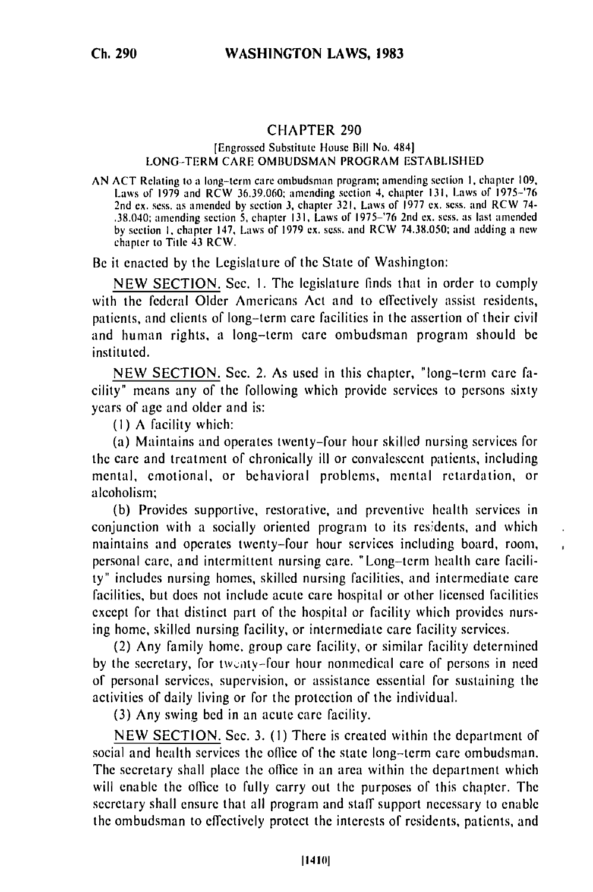## CHAPTER 290

[Engrossed Substitute House Bill No. 484]

LONG-TERM CARE OMBUDSMAN PROGRAM ESTABLISHED

AN ACT Relating to a long-term care ombudsman program; amending section 1, chapter 109, Laws of 1979 and RCW 36.39.060; amending section 4, chapter 131, Laws of 1975–'76 2nd ex. sess. as amended by section 3, chapter 321, Laws of 1977 ex. sess. and RCW 74-.38.040; amending section 5, chapter 131, Laws of 1975–'76 2nd ex. sess. as last amended by section 1, chapter 147, Laws of 1979 ex. sess. and RCW 74.38.050; and adding a new chapter to Title 43 RCW.

Be it enacted by the Legislature of the State of Washington:

NEW SECTION. Sec. 1. The legislature finds that in order to comply with the federal Older Americans Act and to effectively assist residents, patients, and clients of long-term care facilities in the assertion of their civil and human rights, a long-term care ombudsman program should be instituted.

NEW SECTION. Sec. 2. As used in this chapter, "long-term care facility" means any of the following which provide services to persons sixty years of age and older and is:

(1) A facility which:

(a) Maintains and operates twenty-four hour skilled nursing services for the care and treatment of chronically ill or convalescent patients, including mental, emotional, or behavioral problems, mental retardation, or alcoholism;

(b) Provides supportive, restorative, and preventive health services in conjunction with a socially oriented program to its residents, and which maintains and operates twenty-four hour services including board, room, personal care, and intermittent nursing care. "Long-term health care facility" includes nursing homes, skilled nursing facilities, and intermediate care facilities, but does not include acute care hospital or other licensed facilities except for that distinct part of the hospital or facility which provides nursing home, skilled nursing facility, or intermediate care facility services.

(2) Any family home, group care facility, or similar facility determined by the secretary, for twenty-four hour nonmedical care of persons in need of personal services, supervision, or assistance essential for sustaining the activities of daily living or for the protection of the individual.

(3) Any swing bed in an acute care facility.

NEW SECTION. Sec. 3. (1) There is created within the department of social and health services the office of the state long-term care ombudsman. The secretary shall place the office in an area within the department which will enable the office to fully carry out the purposes of this chapter. The secretary shall ensure that all program and staff support necessary to enable the ombudsman to effectively protect the interests of residents, patients, and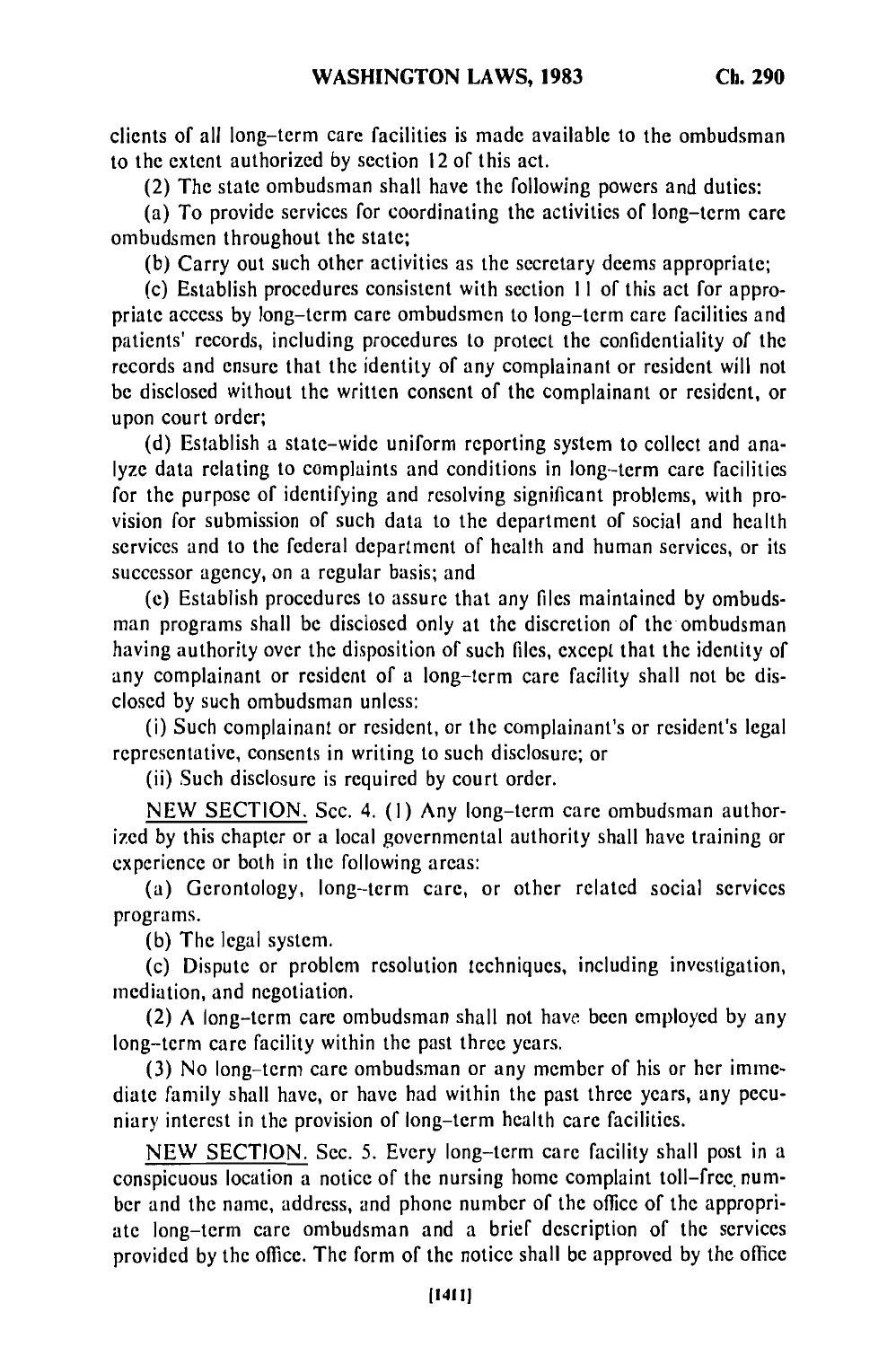clients of all long-term care facilities is made available to the ombudsman to the extent authorized by section 12 of this act.

(2) The state ombudsman shall have the following powers and duties:

(a) To provide services for coordinating the activities of long-term care ombudsmen throughout the state;

(b) Carry out such other activities as the secretary deems appropriate;

(c) Establish procedures consistent with section 11 of this act for appropriate access by long-term care ombudsmen to long-term care facilities and patients' records, including procedures to protect the confidentiality of the records and ensure that the identity of any complainant or resident will not be disclosed without the written consent of the complainant or resident, or upon court order;

(d) Establish a state-wide uniform reporting system to collect and analyze data relating to complaints and conditions in long-term care facilities for the purpose of identifying and resolving significant problems, with provision for submission of such data to the department of social and health services and to the federal department of health and human services, or its successor agency, on a regular basis; and

(e) Establish procedures to assure that any files maintained by ombudsman programs shall be disclosed only at the discretion of the ombudsman having authority over the disposition of such files, except that the identity of any complainant or resident of a long-term care facility shall not be disclosed by such ombudsman unless:

(i) Such complainant or resident, or the complainant's or resident's legal representative, consents in writing to such disclosure; or

(ii) Such disclosure is required by court order.

NEW SECTION. Sec. 4. (1) Any long-term care ombudsman authorized by this chapter or a local governmental authority shall have training or experience or both in the following areas:

(a) Gerontology, long-term care, or other related social services programs.

(b) The legal system.

(c) Dispute or problem resolution techniques, including investigation, mediation, and negotiation.

(2) A long-term care ombudsman shall not have been employed by any long-term care facility within the past three years.

(3) No long-term care ombudsman or any member of his or her immediate family shall have, or have had within the past three years, any pecuniary interest in the provision of long-term health care facilities.

NEW SECTION. Sec. 5. Every long-term care facility shall post in a conspicuous location a notice of the nursing home complaint toll-free number and the name, address, and phone number of the office of the appropriate long-term care ombudsman and a brief description of the services provided by the office. The form of the notice shall be approved by the office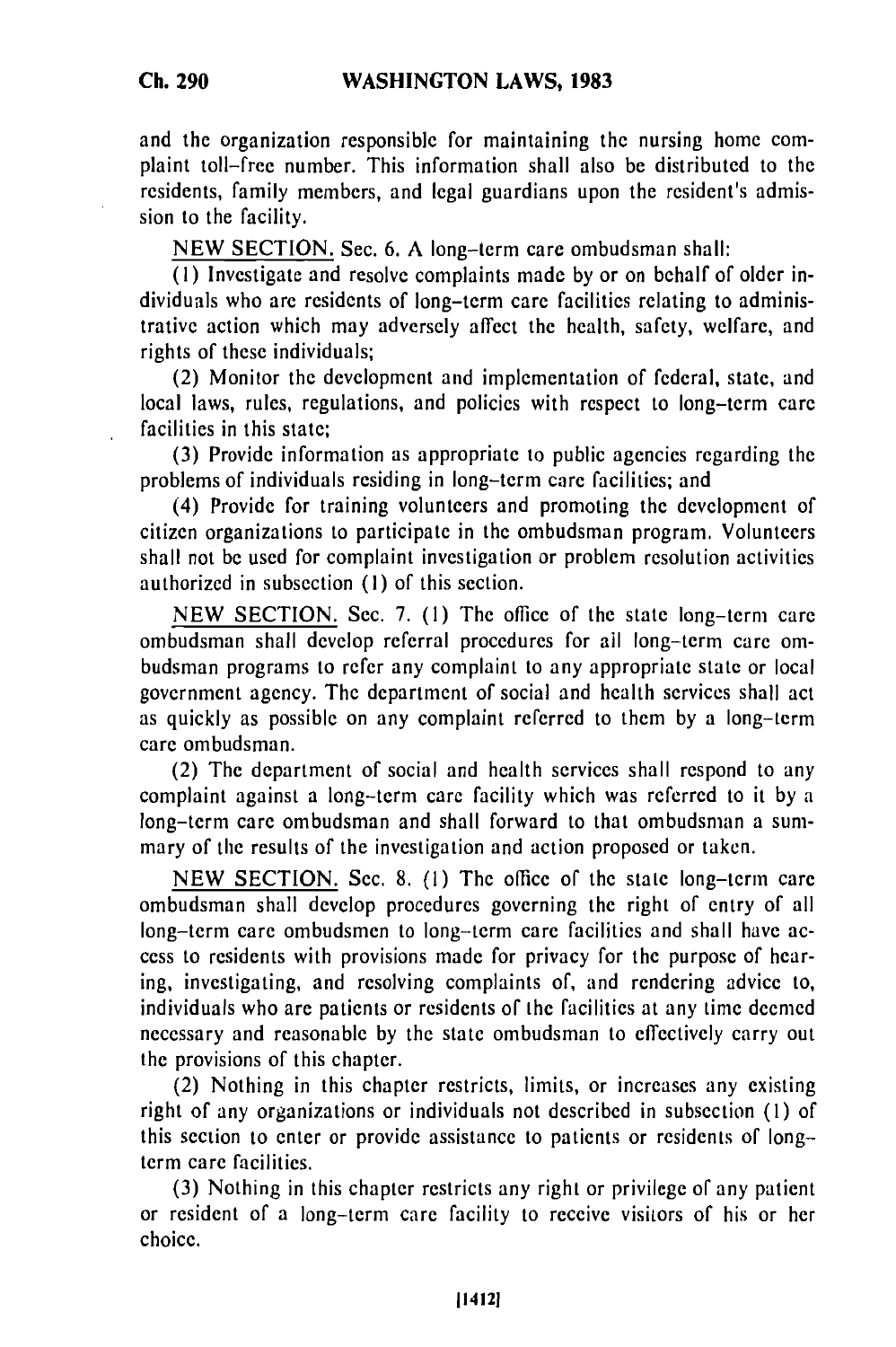and the organization responsible for maintaining the nursing home complaint toll-free number. This information shall also be distributed to the residents, family members, and legal guardians upon the resident's admission to the facility.

NEW SECTION. Sec. 6. A long-term care ombudsman shall:

(1) Investigate and resolve complaints made by or on behalf of older individuals who are residents of long-term care facilities relating to administrative action which may adversely affect the health, safety, welfare, and rights of these individuals;

(2) Monitor the development and implementation of federal, state, and local laws, rules, regulations, and policies with respect to long-term care facilities in this state;

(3) Provide information as appropriate to public agencies regarding the problems of individuals residing in long-term care facilities; and

(4) Provide for training volunteers and promoting the development of citizen organizations to participate in the ombudsman program. Volunteers shall not be used for complaint investigation or problem resolution activities authorized in subsection (1) of this section.

NEW SECTION. Sec. 7. (1) The office of the state long-term care ombudsman shall develop referral procedures for all long-term care ombudsman programs to refer any complaint to any appropriate state or local government agency. The department of social and health services shall act as quickly as possible on any complaint referred to them by a long-term care ombudsman.

(2) The department of social and health services shall respond to any complaint against a long-term care facility which was referred to it by a long-term care ombudsman and shall forward to that ombudsman a summary of the results of the investigation and action proposed or taken.

NEW SECTION. Sec. 8. (1) The office of the state long-term care ombudsman shall develop procedures governing the right of entry of all long-term care ombudsmen to long-term care facilities and shall have access to residents with provisions made for privacy for the purpose of hearing, investigating, and resolving complaints of, and rendering advice to, individuals who are patients or residents of the facilities at any time deemed necessary and reasonable by the state ombudsman to effectively carry out the provisions of this chapter.

(2) Nothing in this chapter restricts, limits, or increases any existing right of any organizations or individuals not described in subsection (1) of this section to enter or provide assistance to patients or residents of long-term care facilities.

(3) Nothing in this chapter restricts any right or privilege of any patient or resident of a long-term care facility to receive visitors of his or her choice.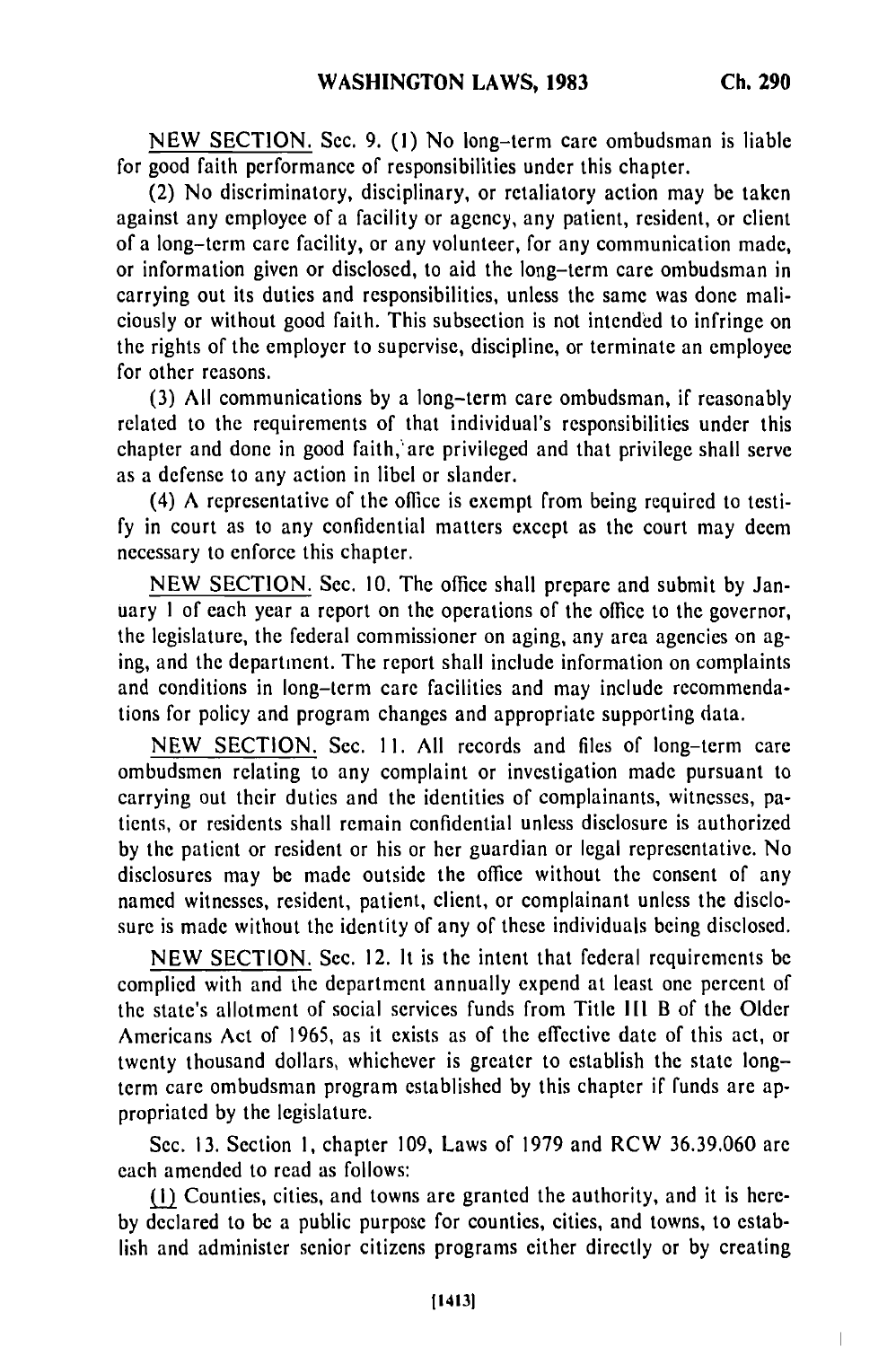NEW SECTION. Sec. 9. (1) No long-term care ombudsman is liable for good faith performance of responsibilities under this chapter.

(2) No discriminatory, disciplinary, or retaliatory action may be taken against any employee of a facility or agency, any patient, resident, or client of a long-term care facility, or any volunteer, for any communication made, or information given or disclosed, to aid the long-term care ombudsman in carrying out its duties and responsibilities, unless the same was done maliciously or without good faith. This subsection is not intended to infringe on the rights of the employer to supervise, discipline, or terminate an employee for other reasons.

(3) All communications by a long-term care ombudsman, if reasonably related to the requirements of that individual's responsibilities under this chapter and done in good faith, are privileged and that privilege shall serve as a defense to any action in libel or slander.

(4) A representative of the office is exempt from being required to testify in court as to any confidential matters except as the court may deem necessary to enforce this chapter.

NEW SECTION. Sec. 10. The office shall prepare and submit by January 1 of each year a report on the operations of the office to the governor, the legislature, the federal commissioner on aging, any area agencies on aging, and the department. The report shall include information on complaints and conditions in long-term care facilities and may include recommendations for policy and program changes and appropriate supporting data.

NEW SECTION. Sec. 11. All records and files of long-term care ombudsmen relating to any complaint or investigation made pursuant to carrying out their duties and the identities of complainants, witnesses, patients, or residents shall remain confidential unless disclosure is authorized by the patient or resident or his or her guardian or legal representative. No disclosures may be made outside the office without the consent of any named witnesses, resident, patient, client, or complainant unless the disclosure is made without the identity of any of these individuals being disclosed.

NEW SECTION. Sec. 12. It is the intent that federal requirements be complied with and the department annually expend at least one percent of the state's allotment of social services funds from Title III B of the Older Americans Act of 1965, as it exists as of the effective date of this act, or twenty thousand dollars, whichever is greater to establish the state long-term care ombudsman program established by this chapter if funds are appropriated by the legislature.

Sec. 13. Section 1, chapter 109, Laws of 1979 and RCW 36.39.060 are each amended to read as follows:

(1) Counties, cities, and towns are granted the authority, and it is hereby declared to be a public purpose for counties, cities, and towns, to establish and administer senior citizens programs either directly or by creating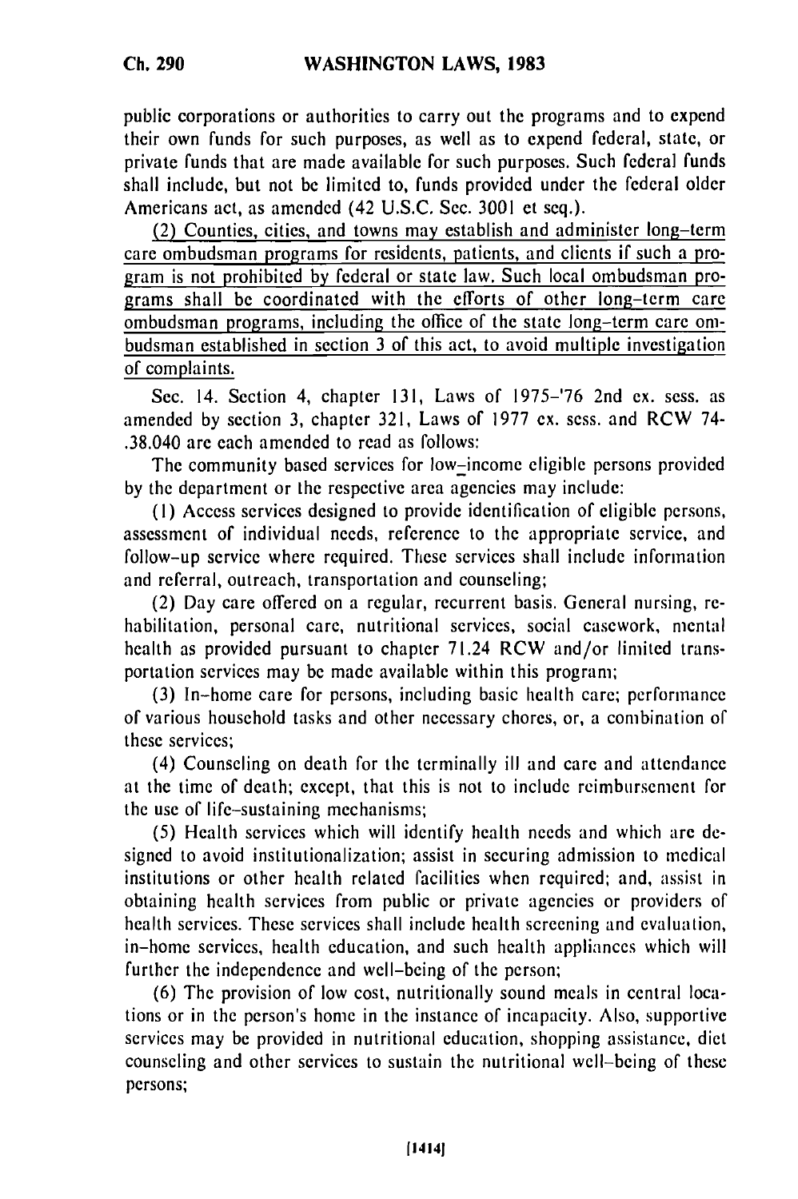public corporations or authorities to carry out the programs and to expend their own funds for such purposes, as well as to expend federal, state, or private funds that are made available for such purposes. Such federal funds shall include, but not be limited to, funds provided under the federal older Americans act, as amended (42 U.S.C. Sec. 3001 et seq.).

<u>(2) Counties, cities, and towns may establish and administer long-term care ombudsman programs for residents, patients, and clients if such a program is not prohibited by federal or state law. Such local ombudsman programs shall be coordinated with the efforts of other long-term care ombudsman programs, including the office of the state long-term care ombudsman established in section 3 of this act, to avoid multiple investigation of complaints.</u>

Sec. 14. Section 4, chapter 131, Laws of 1975-'76 2nd ex. sess. as amended by section 3, chapter 321, Laws of 1977 ex. sess. and RCW 74-.38.040 are each amended to read as follows:

The community based services for low-income eligible persons provided by the department or the respective area agencies may include:

(1) Access services designed to provide identification of eligible persons, assessment of individual needs, reference to the appropriate service, and follow-up service where required. These services shall include information and referral, outreach, transportation and counseling;

(2) Day care offered on a regular, recurrent basis. General nursing, rehabilitation, personal care, nutritional services, social casework, mental health as provided pursuant to chapter 71.24 RCW and/or limited transportation services may be made available within this program;

(3) In-home care for persons, including basic health care; performance of various household tasks and other necessary chores, or, a combination of these services;

(4) Counseling on death for the terminally ill and care and attendance at the time of death; except, that this is not to include reimbursement for the use of life-sustaining mechanisms;

(5) Health services which will identify health needs and which are designed to avoid institutionalization; assist in securing admission to medical institutions or other health related facilities when required; and, assist in obtaining health services from public or private agencies or providers of health services. These services shall include health screening and evaluation, in-home services, health education, and such health appliances which will further the independence and well-being of the person;

(6) The provision of low cost, nutritionally sound meals in central locations or in the person's home in the instance of incapacity. Also, supportive services may be provided in nutritional education, shopping assistance, diet counseling and other services to sustain the nutritional well-being of these persons;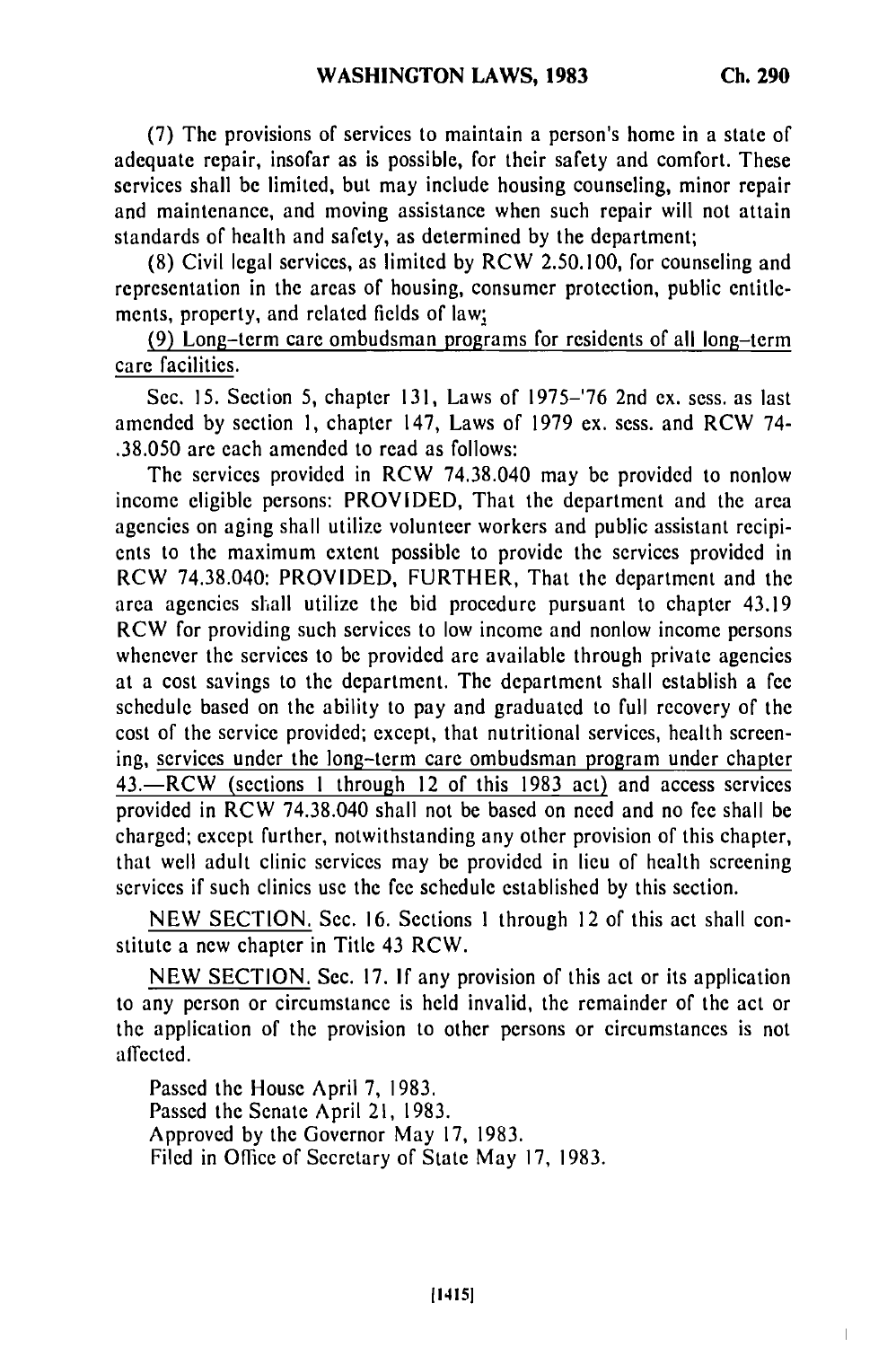(7) The provisions of services to maintain a person's home in a state of adequate repair, insofar as is possible, for their safety and comfort. These services shall be limited, but may include housing counseling, minor repair and maintenance, and moving assistance when such repair will not attain standards of health and safety, as determined by the department;

(8) Civil legal services, as limited by RCW 2.50.100, for counseling and representation in the areas of housing, consumer protection, public entitlements, property, and related fields of law;

(9) Long-term care ombudsman programs for residents of all long-term care facilities.

Sec. 15. Section 5, chapter 131, Laws of 1975-'76 2nd ex. sess. as last amended by section 1, chapter 147, Laws of 1979 ex. sess. and RCW 74-.38.050 are each amended to read as follows:

The services provided in RCW 74.38.040 may be provided to nonlow income eligible persons: PROVIDED, That the department and the area agencies on aging shall utilize volunteer workers and public assistant recipients to the maximum extent possible to provide the services provided in RCW 74.38.040: PROVIDED, FURTHER, That the department and the area agencies shall utilize the bid procedure pursuant to chapter 43.19 RCW for providing such services to low income and nonlow income persons whenever the services to be provided are available through private agencies at a cost savings to the department. The department shall establish a fee schedule based on the ability to pay and graduated to full recovery of the cost of the service provided; except, that nutritional services, health screening, services under the long-term care ombudsman program under chapter 43.—RCW (sections 1 through 12 of this 1983 act) and access services provided in RCW 74.38.040 shall not be based on need and no fee shall be charged; except further, notwithstanding any other provision of this chapter, that well adult clinic services may be provided in lieu of health screening services if such clinics use the fee schedule established by this section.

NEW SECTION. Sec. 16. Sections 1 through 12 of this act shall constitute a new chapter in Title 43 RCW.

NEW SECTION. Sec. 17. If any provision of this act or its application to any person or circumstance is held invalid, the remainder of the act or the application of the provision to other persons or circumstances is not affected.

Passed the House April 7, 1983.
Passed the Senate April 21, 1983.
Approved by the Governor May 17, 1983.
Filed in Office of Secretary of State May 17, 1983.